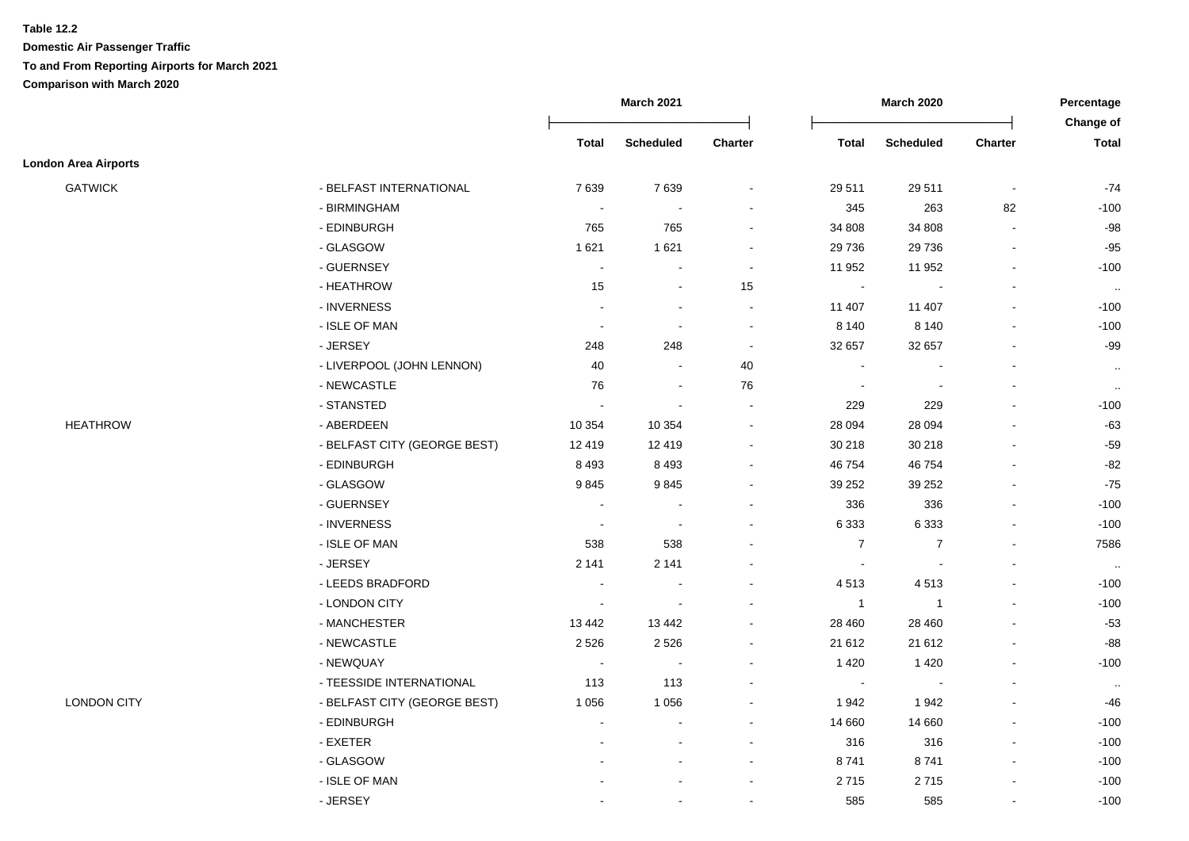**Table 12.2**

**Domestic Air Passenger Traffic**

**To and From Reporting Airports for March 2021**

**Comparison with March 2020**

| | | March 2021 | | | March 2020 | | | Percentage Change of |
|---|---|---|---|---|---|---|---|---|
| | | Total | Scheduled | Charter | Total | Scheduled | Charter | Total |
| **London Area Airports** | | | | | | | | |
| GATWICK | - BELFAST INTERNATIONAL | 7 639 | 7 639 | - | 29 511 | 29 511 | - | -74 |
| | - BIRMINGHAM | - | - | - | 345 | 263 | 82 | -100 |
| | - EDINBURGH | 765 | 765 | - | 34 808 | 34 808 | - | -98 |
| | - GLASGOW | 1 621 | 1 621 | - | 29 736 | 29 736 | - | -95 |
| | - GUERNSEY | - | - | - | 11 952 | 11 952 | - | -100 |
| | - HEATHROW | 15 | - | 15 | - | - | - | .. |
| | - INVERNESS | - | - | - | 11 407 | 11 407 | - | -100 |
| | - ISLE OF MAN | - | - | - | 8 140 | 8 140 | - | -100 |
| | - JERSEY | 248 | 248 | - | 32 657 | 32 657 | - | -99 |
| | - LIVERPOOL (JOHN LENNON) | 40 | - | 40 | - | - | - | .. |
| | - NEWCASTLE | 76 | - | 76 | - | - | - | .. |
| | - STANSTED | - | - | - | 229 | 229 | - | -100 |
| HEATHROW | - ABERDEEN | 10 354 | 10 354 | - | 28 094 | 28 094 | - | -63 |
| | - BELFAST CITY (GEORGE BEST) | 12 419 | 12 419 | - | 30 218 | 30 218 | - | -59 |
| | - EDINBURGH | 8 493 | 8 493 | - | 46 754 | 46 754 | - | -82 |
| | - GLASGOW | 9 845 | 9 845 | - | 39 252 | 39 252 | - | -75 |
| | - GUERNSEY | - | - | - | 336 | 336 | - | -100 |
| | - INVERNESS | - | - | - | 6 333 | 6 333 | - | -100 |
| | - ISLE OF MAN | 538 | 538 | - | 7 | 7 | - | 7586 |
| | - JERSEY | 2 141 | 2 141 | - | - | - | - | .. |
| | - LEEDS BRADFORD | - | - | - | 4 513 | 4 513 | - | -100 |
| | - LONDON CITY | - | - | - | 1 | 1 | - | -100 |
| | - MANCHESTER | 13 442 | 13 442 | - | 28 460 | 28 460 | - | -53 |
| | - NEWCASTLE | 2 526 | 2 526 | - | 21 612 | 21 612 | - | -88 |
| | - NEWQUAY | - | - | - | 1 420 | 1 420 | - | -100 |
| | - TEESSIDE INTERNATIONAL | 113 | 113 | - | - | - | - | .. |
| LONDON CITY | - BELFAST CITY (GEORGE BEST) | 1 056 | 1 056 | - | 1 942 | 1 942 | - | -46 |
| | - EDINBURGH | - | - | - | 14 660 | 14 660 | - | -100 |
| | - EXETER | - | - | - | 316 | 316 | - | -100 |
| | - GLASGOW | - | - | - | 8 741 | 8 741 | - | -100 |
| | - ISLE OF MAN | - | - | - | 2 715 | 2 715 | - | -100 |
| | - JERSEY | - | - | - | 585 | 585 | - | -100 |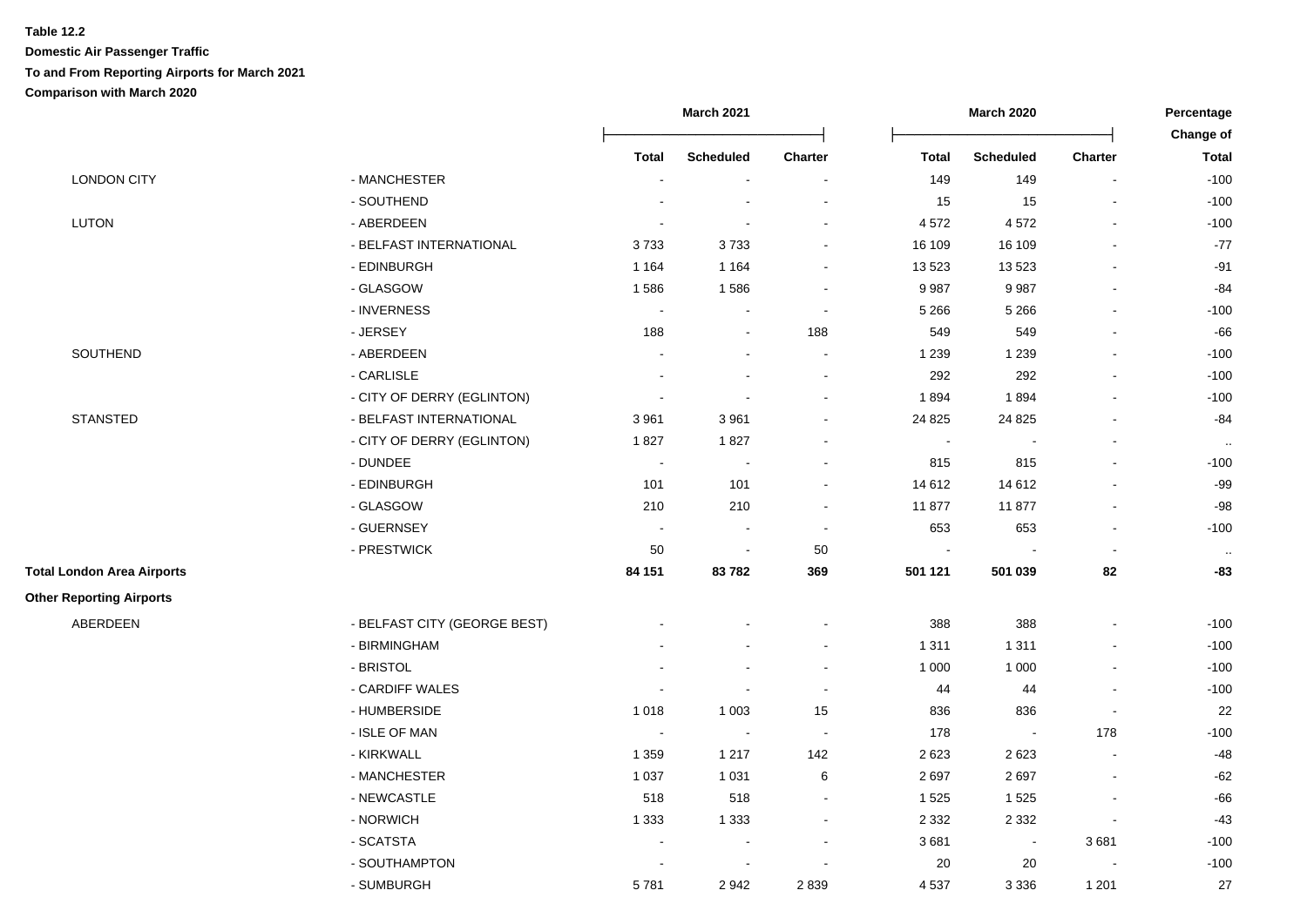**Table 12.2**

**Domestic Air Passenger Traffic**

**To and From Reporting Airports for March 2021**

**Comparison with March 2020**

| | | March 2021 | | | March 2020 | | | Percentage Change of |
|---|---|---|---|---|---|---|---|---|
| | | **Total** | **Scheduled** | **Charter** | **Total** | **Scheduled** | **Charter** | **Total** |
| LONDON CITY | - MANCHESTER | - | - | - | 149 | 149 | - | -100 |
| | - SOUTHEND | - | - | - | 15 | 15 | - | -100 |
| LUTON | - ABERDEEN | - | - | - | 4 572 | 4 572 | - | -100 |
| | - BELFAST INTERNATIONAL | 3 733 | 3 733 | - | 16 109 | 16 109 | - | -77 |
| | - EDINBURGH | 1 164 | 1 164 | - | 13 523 | 13 523 | - | -91 |
| | - GLASGOW | 1 586 | 1 586 | - | 9 987 | 9 987 | - | -84 |
| | - INVERNESS | - | - | - | 5 266 | 5 266 | - | -100 |
| | - JERSEY | 188 | - | 188 | 549 | 549 | - | -66 |
| SOUTHEND | - ABERDEEN | - | - | - | 1 239 | 1 239 | - | -100 |
| | - CARLISLE | - | - | - | 292 | 292 | - | -100 |
| | - CITY OF DERRY (EGLINTON) | - | - | - | 1 894 | 1 894 | - | -100 |
| STANSTED | - BELFAST INTERNATIONAL | 3 961 | 3 961 | - | 24 825 | 24 825 | - | -84 |
| | - CITY OF DERRY (EGLINTON) | 1 827 | 1 827 | - | - | - | - | .. |
| | - DUNDEE | - | - | - | 815 | 815 | - | -100 |
| | - EDINBURGH | 101 | 101 | - | 14 612 | 14 612 | - | -99 |
| | - GLASGOW | 210 | 210 | - | 11 877 | 11 877 | - | -98 |
| | - GUERNSEY | - | - | - | 653 | 653 | - | -100 |
| | - PRESTWICK | 50 | - | 50 | - | - | - | .. |
| **Total London Area Airports** | | **84 151** | **83 782** | **369** | **501 121** | **501 039** | **82** | **-83** |
| **Other Reporting Airports** | | | | | | | | |
| ABERDEEN | - BELFAST CITY (GEORGE BEST) | - | - | - | 388 | 388 | - | -100 |
| | - BIRMINGHAM | - | - | - | 1 311 | 1 311 | - | -100 |
| | - BRISTOL | - | - | - | 1 000 | 1 000 | - | -100 |
| | - CARDIFF WALES | - | - | - | 44 | 44 | - | -100 |
| | - HUMBERSIDE | 1 018 | 1 003 | 15 | 836 | 836 | - | 22 |
| | - ISLE OF MAN | - | - | - | 178 | - | 178 | -100 |
| | - KIRKWALL | 1 359 | 1 217 | 142 | 2 623 | 2 623 | - | -48 |
| | - MANCHESTER | 1 037 | 1 031 | 6 | 2 697 | 2 697 | - | -62 |
| | - NEWCASTLE | 518 | 518 | - | 1 525 | 1 525 | - | -66 |
| | - NORWICH | 1 333 | 1 333 | - | 2 332 | 2 332 | - | -43 |
| | - SCATSTA | - | - | - | 3 681 | - | 3 681 | -100 |
| | - SOUTHAMPTON | - | - | - | 20 | 20 | - | -100 |
| | - SUMBURGH | 5 781 | 2 942 | 2 839 | 4 537 | 3 336 | 1 201 | 27 |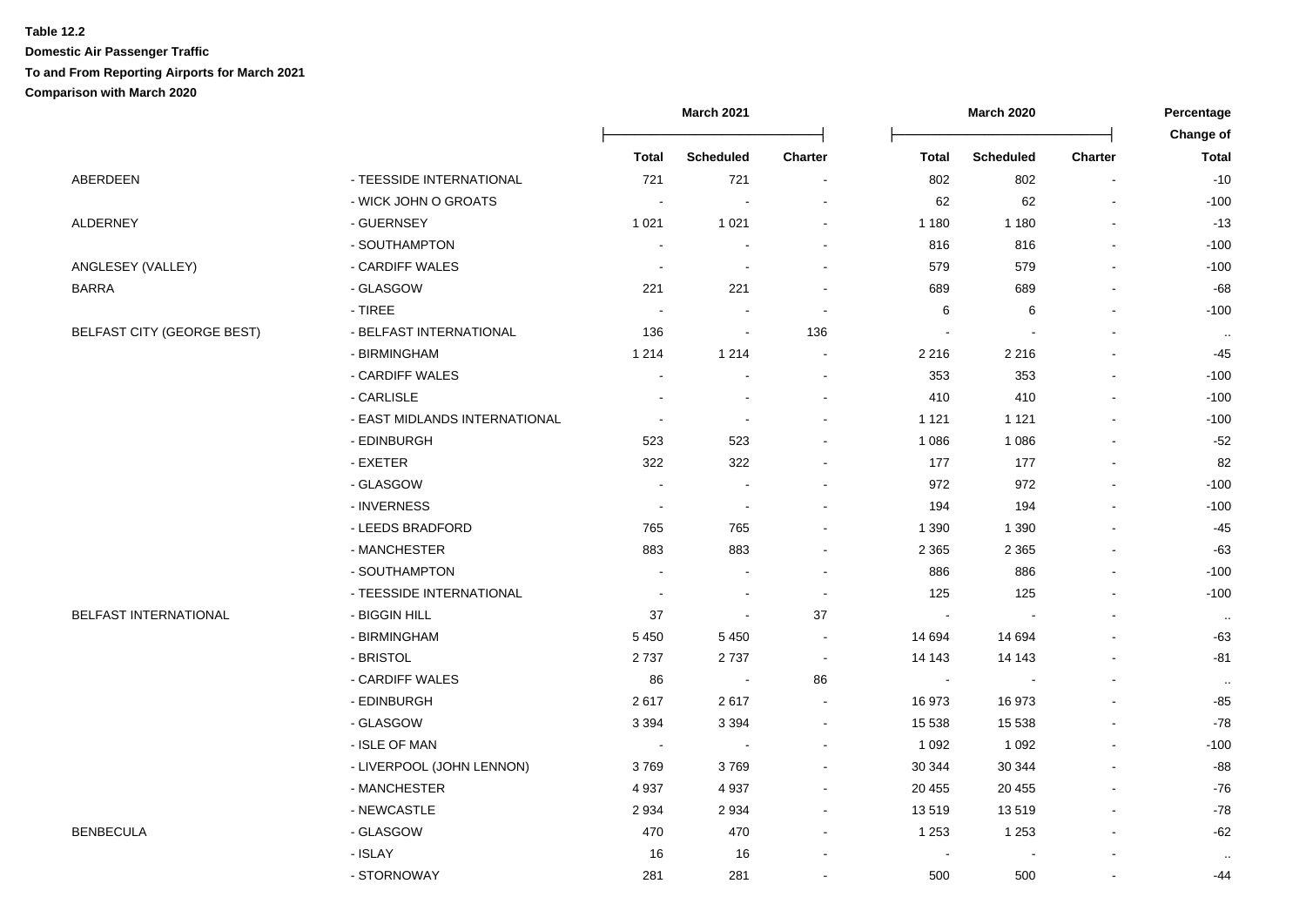**Table 12.2**

**Domestic Air Passenger Traffic**

**To and From Reporting Airports for March 2021**

**Comparison with March 2020**

| | | March 2021 | | | March 2020 | | | Percentage Change of |
|---|---|---|---|---|---|---|---|---|
| | | Total | Scheduled | Charter | Total | Scheduled | Charter | Total |
| ABERDEEN | - TEESSIDE INTERNATIONAL | 721 | 721 | - | 802 | 802 | - | -10 |
| | - WICK JOHN O GROATS | - | - | - | 62 | 62 | - | -100 |
| ALDERNEY | - GUERNSEY | 1 021 | 1 021 | - | 1 180 | 1 180 | - | -13 |
| | - SOUTHAMPTON | - | - | - | 816 | 816 | - | -100 |
| ANGLESEY (VALLEY) | - CARDIFF WALES | - | - | - | 579 | 579 | - | -100 |
| BARRA | - GLASGOW | 221 | 221 | - | 689 | 689 | - | -68 |
| | - TIREE | - | - | - | 6 | 6 | - | -100 |
| BELFAST CITY (GEORGE BEST) | - BELFAST INTERNATIONAL | 136 | - | 136 | - | - | - | .. |
| | - BIRMINGHAM | 1 214 | 1 214 | - | 2 216 | 2 216 | - | -45 |
| | - CARDIFF WALES | - | - | - | 353 | 353 | - | -100 |
| | - CARLISLE | - | - | - | 410 | 410 | - | -100 |
| | - EAST MIDLANDS INTERNATIONAL | - | - | - | 1 121 | 1 121 | - | -100 |
| | - EDINBURGH | 523 | 523 | - | 1 086 | 1 086 | - | -52 |
| | - EXETER | 322 | 322 | - | 177 | 177 | - | 82 |
| | - GLASGOW | - | - | - | 972 | 972 | - | -100 |
| | - INVERNESS | - | - | - | 194 | 194 | - | -100 |
| | - LEEDS BRADFORD | 765 | 765 | - | 1 390 | 1 390 | - | -45 |
| | - MANCHESTER | 883 | 883 | - | 2 365 | 2 365 | - | -63 |
| | - SOUTHAMPTON | - | - | - | 886 | 886 | - | -100 |
| | - TEESSIDE INTERNATIONAL | - | - | - | 125 | 125 | - | -100 |
| BELFAST INTERNATIONAL | - BIGGIN HILL | 37 | - | 37 | - | - | - | .. |
| | - BIRMINGHAM | 5 450 | 5 450 | - | 14 694 | 14 694 | - | -63 |
| | - BRISTOL | 2 737 | 2 737 | - | 14 143 | 14 143 | - | -81 |
| | - CARDIFF WALES | 86 | - | 86 | - | - | - | .. |
| | - EDINBURGH | 2 617 | 2 617 | - | 16 973 | 16 973 | - | -85 |
| | - GLASGOW | 3 394 | 3 394 | - | 15 538 | 15 538 | - | -78 |
| | - ISLE OF MAN | - | - | - | 1 092 | 1 092 | - | -100 |
| | - LIVERPOOL (JOHN LENNON) | 3 769 | 3 769 | - | 30 344 | 30 344 | - | -88 |
| | - MANCHESTER | 4 937 | 4 937 | - | 20 455 | 20 455 | - | -76 |
| | - NEWCASTLE | 2 934 | 2 934 | - | 13 519 | 13 519 | - | -78 |
| BENBECULA | - GLASGOW | 470 | 470 | - | 1 253 | 1 253 | - | -62 |
| | - ISLAY | 16 | 16 | - | - | - | - | .. |
| | - STORNOWAY | 281 | 281 | - | 500 | 500 | - | -44 |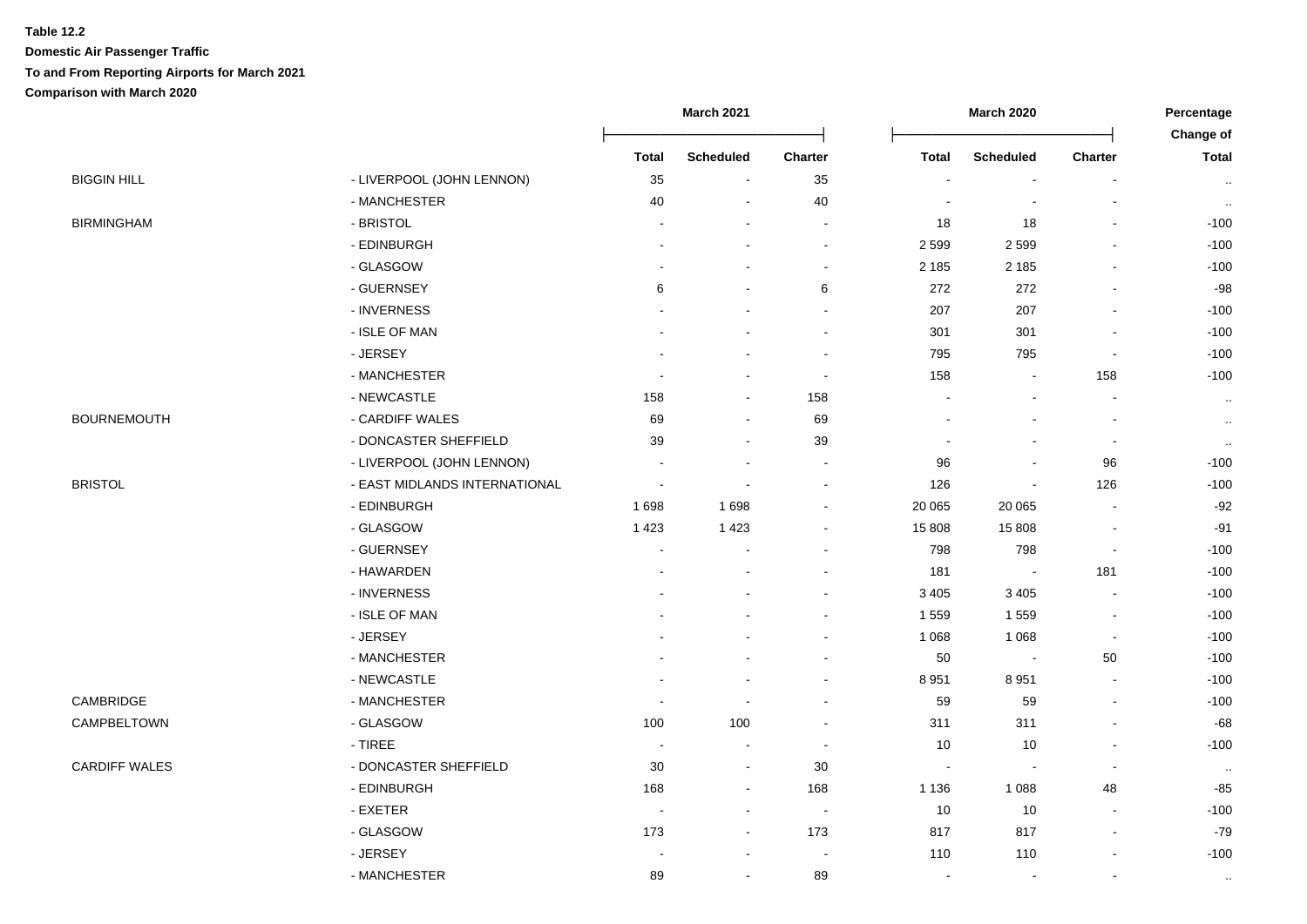**Table 12.2**

**Domestic Air Passenger Traffic**

**To and From Reporting Airports for March 2021**

**Comparison with March 2020**

| | | March 2021 | | | March 2020 | | | Percentage Change of |
|---|---|---|---|---|---|---|---|---|
| | | **Total** | **Scheduled** | **Charter** | **Total** | **Scheduled** | **Charter** | **Total** |
| BIGGIN HILL | - LIVERPOOL (JOHN LENNON) | 35 | - | 35 | - | - | - | .. |
| | - MANCHESTER | 40 | - | 40 | - | - | - | .. |
| BIRMINGHAM | - BRISTOL | - | - | - | 18 | 18 | - | -100 |
| | - EDINBURGH | - | - | - | 2 599 | 2 599 | - | -100 |
| | - GLASGOW | - | - | - | 2 185 | 2 185 | - | -100 |
| | - GUERNSEY | 6 | - | 6 | 272 | 272 | - | -98 |
| | - INVERNESS | - | - | - | 207 | 207 | - | -100 |
| | - ISLE OF MAN | - | - | - | 301 | 301 | - | -100 |
| | - JERSEY | - | - | - | 795 | 795 | - | -100 |
| | - MANCHESTER | - | - | - | 158 | - | 158 | -100 |
| | - NEWCASTLE | 158 | - | 158 | - | - | - | .. |
| BOURNEMOUTH | - CARDIFF WALES | 69 | - | 69 | - | - | - | .. |
| | - DONCASTER SHEFFIELD | 39 | - | 39 | - | - | - | .. |
| | - LIVERPOOL (JOHN LENNON) | - | - | - | 96 | - | 96 | -100 |
| BRISTOL | - EAST MIDLANDS INTERNATIONAL | - | - | - | 126 | - | 126 | -100 |
| | - EDINBURGH | 1 698 | 1 698 | - | 20 065 | 20 065 | - | -92 |
| | - GLASGOW | 1 423 | 1 423 | - | 15 808 | 15 808 | - | -91 |
| | - GUERNSEY | - | - | - | 798 | 798 | - | -100 |
| | - HAWARDEN | - | - | - | 181 | - | 181 | -100 |
| | - INVERNESS | - | - | - | 3 405 | 3 405 | - | -100 |
| | - ISLE OF MAN | - | - | - | 1 559 | 1 559 | - | -100 |
| | - JERSEY | - | - | - | 1 068 | 1 068 | - | -100 |
| | - MANCHESTER | - | - | - | 50 | - | 50 | -100 |
| | - NEWCASTLE | - | - | - | 8 951 | 8 951 | - | -100 |
| CAMBRIDGE | - MANCHESTER | - | - | - | 59 | 59 | - | -100 |
| CAMPBELTOWN | - GLASGOW | 100 | 100 | - | 311 | 311 | - | -68 |
| | - TIREE | - | - | - | 10 | 10 | - | -100 |
| CARDIFF WALES | - DONCASTER SHEFFIELD | 30 | - | 30 | - | - | - | .. |
| | - EDINBURGH | 168 | - | 168 | 1 136 | 1 088 | 48 | -85 |
| | - EXETER | - | - | - | 10 | 10 | - | -100 |
| | - GLASGOW | 173 | - | 173 | 817 | 817 | - | -79 |
| | - JERSEY | - | - | - | 110 | 110 | - | -100 |
| | - MANCHESTER | 89 | - | 89 | - | - | - | .. |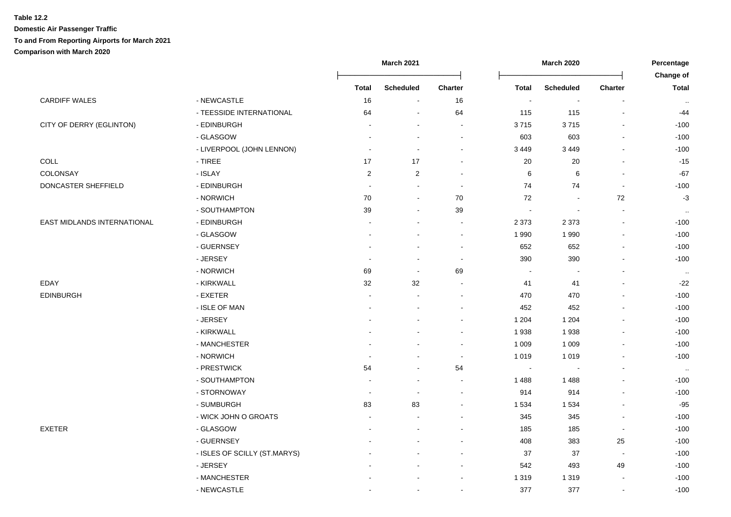**Table 12.2**

**Domestic Air Passenger Traffic**

**To and From Reporting Airports for March 2021**

**Comparison with March 2020**

| | | March 2021 | | | March 2020 | | | Percentage Change of |
|---|---|---|---|---|---|---|---|---|
| | | Total | Scheduled | Charter | Total | Scheduled | Charter | Total |
| CARDIFF WALES | - NEWCASTLE | 16 | - | 16 | - | - | - | .. |
| | - TEESSIDE INTERNATIONAL | 64 | - | 64 | 115 | 115 | - | -44 |
| CITY OF DERRY (EGLINTON) | - EDINBURGH | - | - | - | 3 715 | 3 715 | - | -100 |
| | - GLASGOW | - | - | - | 603 | 603 | - | -100 |
| | - LIVERPOOL (JOHN LENNON) | - | - | - | 3 449 | 3 449 | - | -100 |
| COLL | - TIREE | 17 | 17 | - | 20 | 20 | - | -15 |
| COLONSAY | - ISLAY | 2 | 2 | - | 6 | 6 | - | -67 |
| DONCASTER SHEFFIELD | - EDINBURGH | - | - | - | 74 | 74 | - | -100 |
| | - NORWICH | 70 | - | 70 | 72 | - | 72 | -3 |
| | - SOUTHAMPTON | 39 | - | 39 | - | - | - | .. |
| EAST MIDLANDS INTERNATIONAL | - EDINBURGH | - | - | - | 2 373 | 2 373 | - | -100 |
| | - GLASGOW | - | - | - | 1 990 | 1 990 | - | -100 |
| | - GUERNSEY | - | - | - | 652 | 652 | - | -100 |
| | - JERSEY | - | - | - | 390 | 390 | - | -100 |
| | - NORWICH | 69 | - | 69 | - | - | - | .. |
| EDAY | - KIRKWALL | 32 | 32 | - | 41 | 41 | - | -22 |
| EDINBURGH | - EXETER | - | - | - | 470 | 470 | - | -100 |
| | - ISLE OF MAN | - | - | - | 452 | 452 | - | -100 |
| | - JERSEY | - | - | - | 1 204 | 1 204 | - | -100 |
| | - KIRKWALL | - | - | - | 1 938 | 1 938 | - | -100 |
| | - MANCHESTER | - | - | - | 1 009 | 1 009 | - | -100 |
| | - NORWICH | - | - | - | 1 019 | 1 019 | - | -100 |
| | - PRESTWICK | 54 | - | 54 | - | - | - | .. |
| | - SOUTHAMPTON | - | - | - | 1 488 | 1 488 | - | -100 |
| | - STORNOWAY | - | - | - | 914 | 914 | - | -100 |
| | - SUMBURGH | 83 | 83 | - | 1 534 | 1 534 | - | -95 |
| | - WICK JOHN O GROATS | - | - | - | 345 | 345 | - | -100 |
| EXETER | - GLASGOW | - | - | - | 185 | 185 | - | -100 |
| | - GUERNSEY | - | - | - | 408 | 383 | 25 | -100 |
| | - ISLES OF SCILLY (ST.MARYS) | - | - | - | 37 | 37 | - | -100 |
| | - JERSEY | - | - | - | 542 | 493 | 49 | -100 |
| | - MANCHESTER | - | - | - | 1 319 | 1 319 | - | -100 |
| | - NEWCASTLE | - | - | - | 377 | 377 | - | -100 |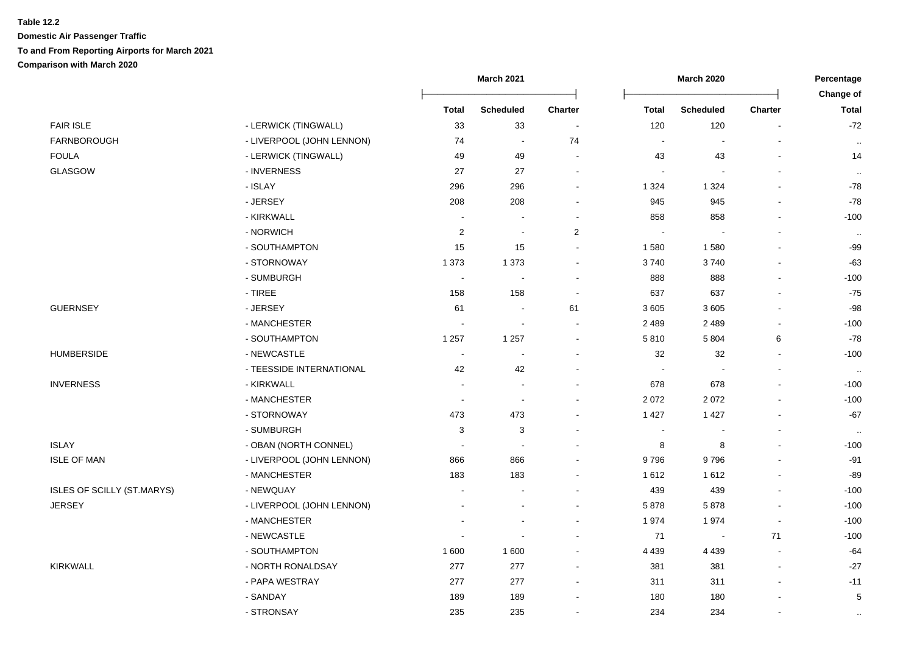**Table 12.2**

**Domestic Air Passenger Traffic**

**To and From Reporting Airports for March 2021**

**Comparison with March 2020**

| | | March 2021 | | | March 2020 | | | Percentage Change of |
|---|---|---|---|---|---|---|---|---|
| | | Total | Scheduled | Charter | Total | Scheduled | Charter | Total |
| FAIR ISLE | - LERWICK (TINGWALL) | 33 | 33 | - | 120 | 120 | - | -72 |
| FARNBOROUGH | - LIVERPOOL (JOHN LENNON) | 74 | - | 74 | - | - | - | .. |
| FOULA | - LERWICK (TINGWALL) | 49 | 49 | - | 43 | 43 | - | 14 |
| GLASGOW | - INVERNESS | 27 | 27 | - | - | - | - | .. |
| | - ISLAY | 296 | 296 | - | 1 324 | 1 324 | - | -78 |
| | - JERSEY | 208 | 208 | - | 945 | 945 | - | -78 |
| | - KIRKWALL | - | - | - | 858 | 858 | - | -100 |
| | - NORWICH | 2 | - | 2 | - | - | - | .. |
| | - SOUTHAMPTON | 15 | 15 | - | 1 580 | 1 580 | - | -99 |
| | - STORNOWAY | 1 373 | 1 373 | - | 3 740 | 3 740 | - | -63 |
| | - SUMBURGH | - | - | - | 888 | 888 | - | -100 |
| | - TIREE | 158 | 158 | - | 637 | 637 | - | -75 |
| GUERNSEY | - JERSEY | 61 | - | 61 | 3 605 | 3 605 | - | -98 |
| | - MANCHESTER | - | - | - | 2 489 | 2 489 | - | -100 |
| | - SOUTHAMPTON | 1 257 | 1 257 | - | 5 810 | 5 804 | 6 | -78 |
| HUMBERSIDE | - NEWCASTLE | - | - | - | 32 | 32 | - | -100 |
| | - TEESSIDE INTERNATIONAL | 42 | 42 | - | - | - | - | .. |
| INVERNESS | - KIRKWALL | - | - | - | 678 | 678 | - | -100 |
| | - MANCHESTER | - | - | - | 2 072 | 2 072 | - | -100 |
| | - STORNOWAY | 473 | 473 | - | 1 427 | 1 427 | - | -67 |
| | - SUMBURGH | 3 | 3 | - | - | - | - | .. |
| ISLAY | - OBAN (NORTH CONNEL) | - | - | - | 8 | 8 | - | -100 |
| ISLE OF MAN | - LIVERPOOL (JOHN LENNON) | 866 | 866 | - | 9 796 | 9 796 | - | -91 |
| | - MANCHESTER | 183 | 183 | - | 1 612 | 1 612 | - | -89 |
| ISLES OF SCILLY (ST.MARYS) | - NEWQUAY | - | - | - | 439 | 439 | - | -100 |
| JERSEY | - LIVERPOOL (JOHN LENNON) | - | - | - | 5 878 | 5 878 | - | -100 |
| | - MANCHESTER | - | - | - | 1 974 | 1 974 | - | -100 |
| | - NEWCASTLE | - | - | - | 71 | - | 71 | -100 |
| | - SOUTHAMPTON | 1 600 | 1 600 | - | 4 439 | 4 439 | - | -64 |
| KIRKWALL | - NORTH RONALDSAY | 277 | 277 | - | 381 | 381 | - | -27 |
| | - PAPA WESTRAY | 277 | 277 | - | 311 | 311 | - | -11 |
| | - SANDAY | 189 | 189 | - | 180 | 180 | - | 5 |
| | - STRONSAY | 235 | 235 | - | 234 | 234 | - | .. |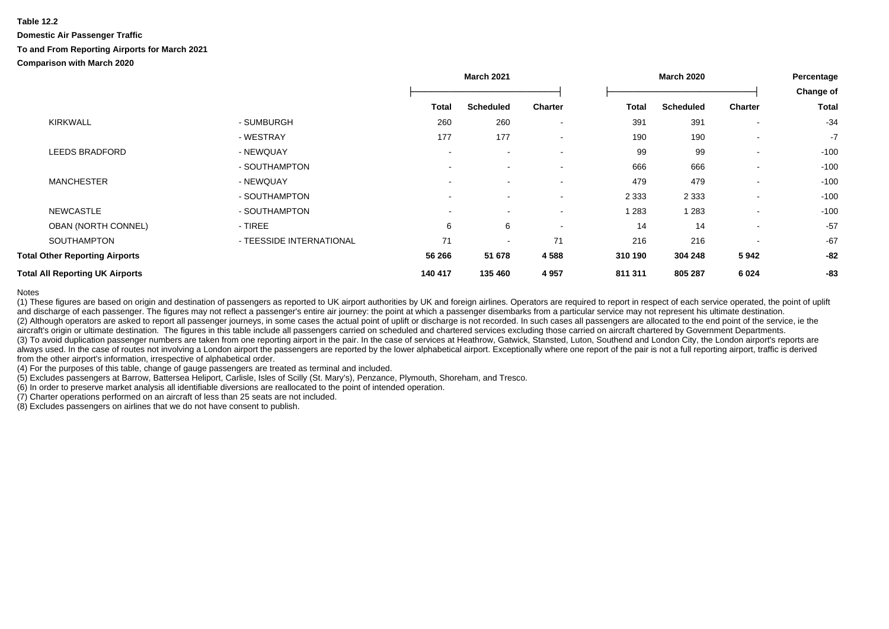**Table 12.2**

**Domestic Air Passenger Traffic**

**To and From Reporting Airports for March 2021**

**Comparison with March 2020**

| | | March 2021 | | | March 2020 | | | Percentage Change of |
|---|---|---|---|---|---|---|---|---|
| | | Total | Scheduled | Charter | Total | Scheduled | Charter | Total |
| KIRKWALL | - SUMBURGH | 260 | 260 | - | 391 | 391 | - | -34 |
| | - WESTRAY | 177 | 177 | - | 190 | 190 | - | -7 |
| LEEDS BRADFORD | - NEWQUAY | - | - | - | 99 | 99 | - | -100 |
| | - SOUTHAMPTON | - | - | - | 666 | 666 | - | -100 |
| MANCHESTER | - NEWQUAY | - | - | - | 479 | 479 | - | -100 |
| | - SOUTHAMPTON | - | - | - | 2 333 | 2 333 | - | -100 |
| NEWCASTLE | - SOUTHAMPTON | - | - | - | 1 283 | 1 283 | - | -100 |
| OBAN (NORTH CONNEL) | - TIREE | 6 | 6 | - | 14 | 14 | - | -57 |
| SOUTHAMPTON | - TEESSIDE INTERNATIONAL | 71 | - | 71 | 216 | 216 | - | -67 |
| **Total Other Reporting Airports** | | **56 266** | **51 678** | **4 588** | **310 190** | **304 248** | **5 942** | **-82** |
| **Total All Reporting UK Airports** | | **140 417** | **135 460** | **4 957** | **811 311** | **805 287** | **6 024** | **-83** |

Notes

(1) These figures are based on origin and destination of passengers as reported to UK airport authorities by UK and foreign airlines. Operators are required to report in respect of each service operated, the point of uplift and discharge of each passenger. The figures may not reflect a passenger's entire air journey: the point at which a passenger disembarks from a particular service may not represent his ultimate destination.
(2) Although operators are asked to report all passenger journeys, in some cases the actual point of uplift or discharge is not recorded. In such cases all passengers are allocated to the end point of the service, ie the aircraft's origin or ultimate destination. The figures in this table include all passengers carried on scheduled and chartered services excluding those carried on aircraft chartered by Government Departments.
(3) To avoid duplication passenger numbers are taken from one reporting airport in the pair. In the case of services at Heathrow, Gatwick, Stansted, Luton, Southend and London City, the London airport's reports are always used. In the case of routes not involving a London airport the passengers are reported by the lower alphabetical airport. Exceptionally where one report of the pair is not a full reporting airport, traffic is derived from the other airport's information, irrespective of alphabetical order.
(4) For the purposes of this table, change of gauge passengers are treated as terminal and included.
(5) Excludes passengers at Barrow, Battersea Heliport, Carlisle, Isles of Scilly (St. Mary's), Penzance, Plymouth, Shoreham, and Tresco.
(6) In order to preserve market analysis all identifiable diversions are reallocated to the point of intended operation.
(7) Charter operations performed on an aircraft of less than 25 seats are not included.
(8) Excludes passengers on airlines that we do not have consent to publish.